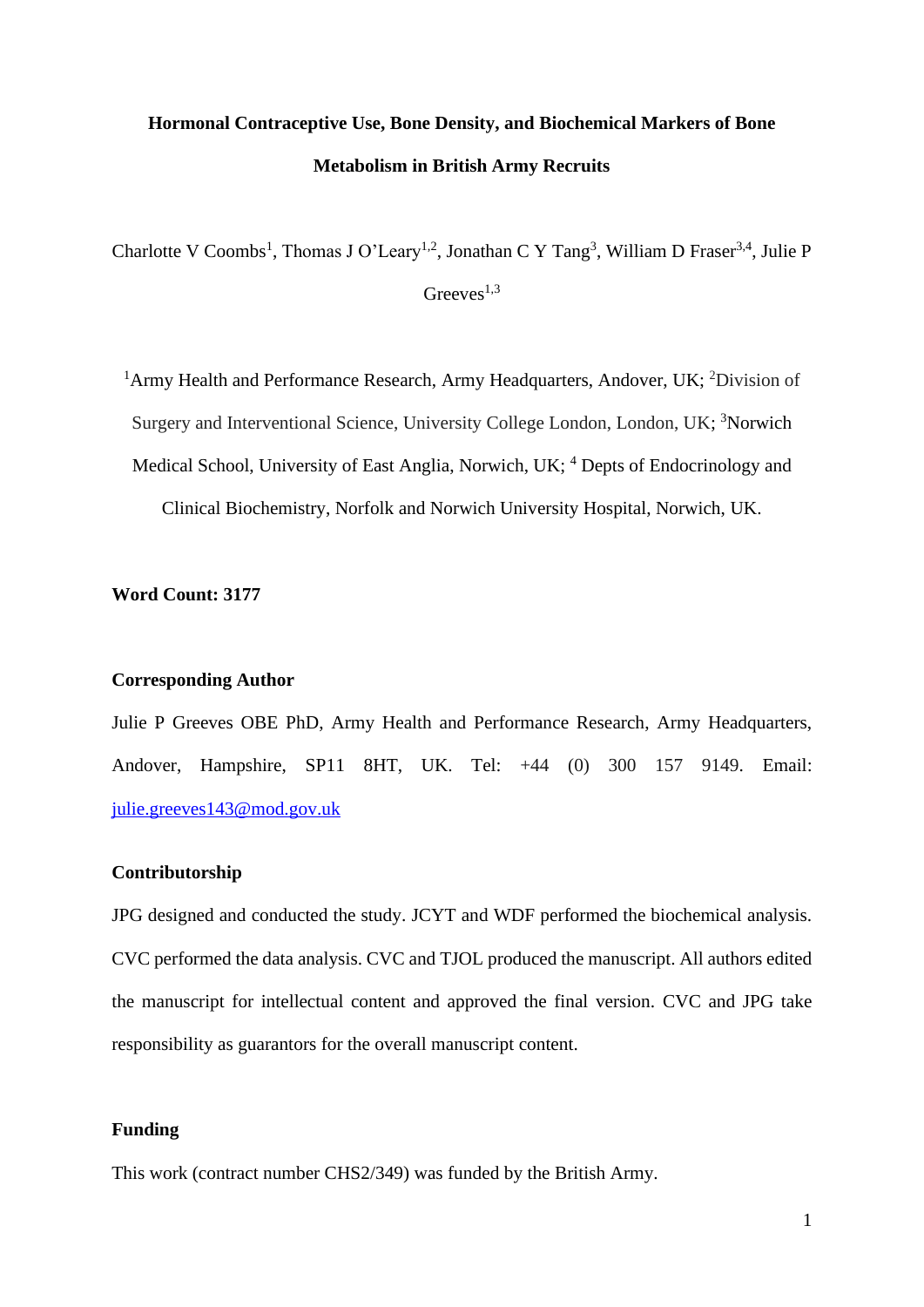# Hormonal Contraceptive Use, Bone Density, and Biochemical Markers of Bone Metabolism in British Army Recruits

Charlotte V Coombs[1], Thomas J O'Leary[1,2], Jonathan C Y Tang[3], William D Fraser[3,4], Julie P Greeves[1,3]

[1]Army Health and Performance Research, Army Headquarters, Andover, UK; [2]Division of Surgery and Interventional Science, University College London, London, UK; [3]Norwich Medical School, University of East Anglia, Norwich, UK; [4] Depts of Endocrinology and Clinical Biochemistry, Norfolk and Norwich University Hospital, Norwich, UK.

**Word Count: 3177**

**Corresponding Author**

Julie P Greeves OBE PhD, Army Health and Performance Research, Army Headquarters, Andover, Hampshire, SP11 8HT, UK. Tel: +44 (0) 300 157 9149. Email: julie.greeves143@mod.gov.uk

**Contributorship**

JPG designed and conducted the study. JCYT and WDF performed the biochemical analysis. CVC performed the data analysis. CVC and TJOL produced the manuscript. All authors edited the manuscript for intellectual content and approved the final version. CVC and JPG take responsibility as guarantors for the overall manuscript content.

**Funding**

This work (contract number CHS2/349) was funded by the British Army.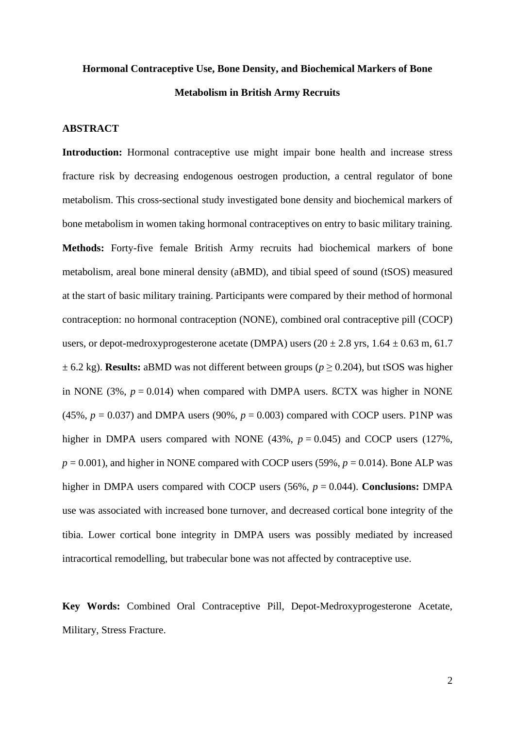# Hormonal Contraceptive Use, Bone Density, and Biochemical Markers of Bone Metabolism in British Army Recruits

## ABSTRACT

**Introduction:** Hormonal contraceptive use might impair bone health and increase stress fracture risk by decreasing endogenous oestrogen production, a central regulator of bone metabolism. This cross-sectional study investigated bone density and biochemical markers of bone metabolism in women taking hormonal contraceptives on entry to basic military training. **Methods:** Forty-five female British Army recruits had biochemical markers of bone metabolism, areal bone mineral density (aBMD), and tibial speed of sound (tSOS) measured at the start of basic military training. Participants were compared by their method of hormonal contraception: no hormonal contraception (NONE), combined oral contraceptive pill (COCP) users, or depot-medroxyprogesterone acetate (DMPA) users (20 ± 2.8 yrs, 1.64 ± 0.63 m, 61.7 ± 6.2 kg). **Results:** aBMD was not different between groups ($p \geq 0.204$), but tSOS was higher in NONE (3%, $p = 0.014$) when compared with DMPA users. ßCTX was higher in NONE (45%, $p = 0.037$) and DMPA users (90%, $p = 0.003$) compared with COCP users. P1NP was higher in DMPA users compared with NONE (43%, $p = 0.045$) and COCP users (127%, $p = 0.001$), and higher in NONE compared with COCP users (59%, $p = 0.014$). Bone ALP was higher in DMPA users compared with COCP users (56%, $p = 0.044$). **Conclusions:** DMPA use was associated with increased bone turnover, and decreased cortical bone integrity of the tibia. Lower cortical bone integrity in DMPA users was possibly mediated by increased intracortical remodelling, but trabecular bone was not affected by contraceptive use.

**Key Words:** Combined Oral Contraceptive Pill, Depot-Medroxyprogesterone Acetate, Military, Stress Fracture.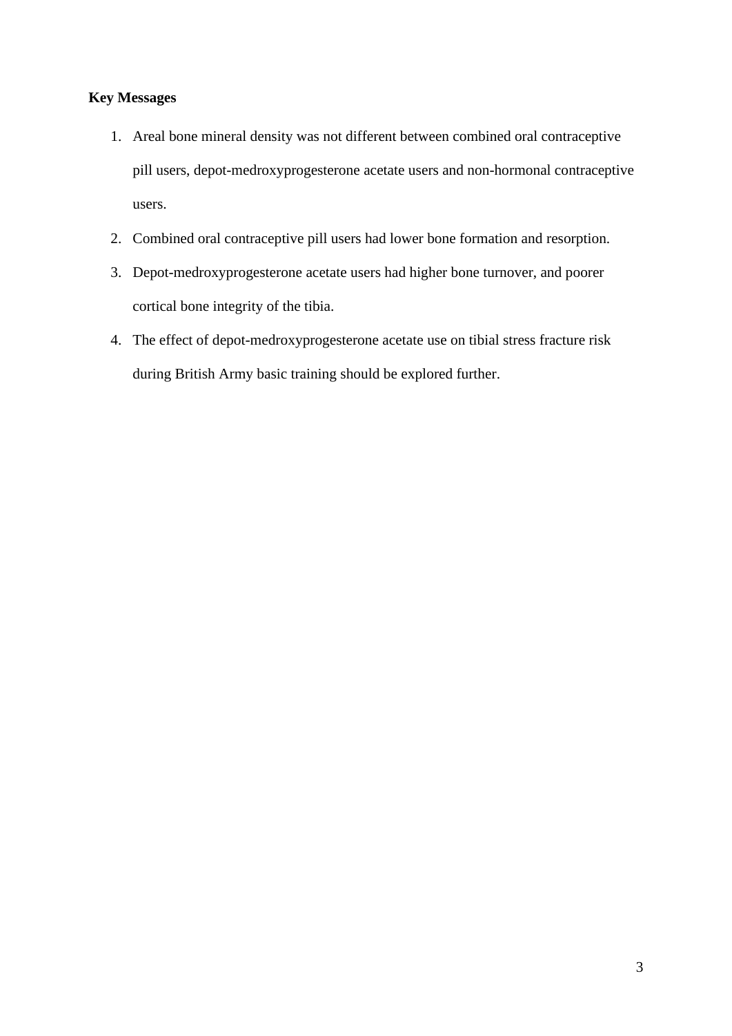**Key Messages**

1. Areal bone mineral density was not different between combined oral contraceptive pill users, depot-medroxyprogesterone acetate users and non-hormonal contraceptive users.
2. Combined oral contraceptive pill users had lower bone formation and resorption.
3. Depot-medroxyprogesterone acetate users had higher bone turnover, and poorer cortical bone integrity of the tibia.
4. The effect of depot-medroxyprogesterone acetate use on tibial stress fracture risk during British Army basic training should be explored further.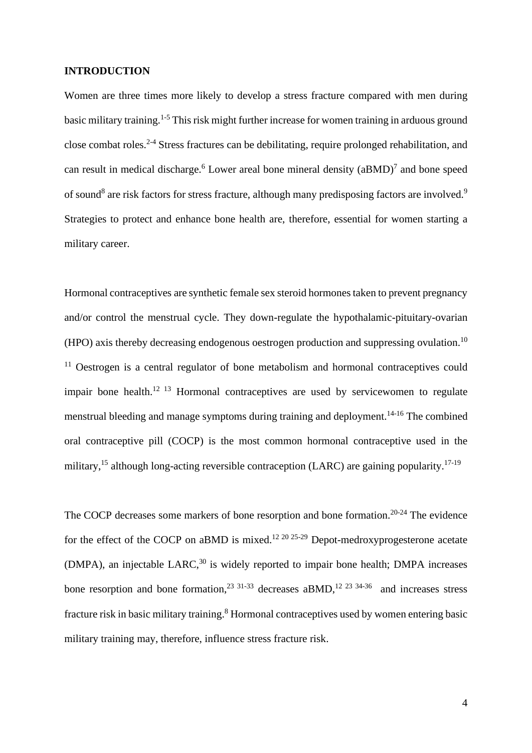**INTRODUCTION**

Women are three times more likely to develop a stress fracture compared with men during basic military training.[1-5] This risk might further increase for women training in arduous ground close combat roles.[2-4] Stress fractures can be debilitating, require prolonged rehabilitation, and can result in medical discharge.[6] Lower areal bone mineral density (aBMD)[7] and bone speed of sound[8] are risk factors for stress fracture, although many predisposing factors are involved.[9] Strategies to protect and enhance bone health are, therefore, essential for women starting a military career.

Hormonal contraceptives are synthetic female sex steroid hormones taken to prevent pregnancy and/or control the menstrual cycle. They down-regulate the hypothalamic-pituitary-ovarian (HPO) axis thereby decreasing endogenous oestrogen production and suppressing ovulation.[10 11] Oestrogen is a central regulator of bone metabolism and hormonal contraceptives could impair bone health.[12 13] Hormonal contraceptives are used by servicewomen to regulate menstrual bleeding and manage symptoms during training and deployment.[14-16] The combined oral contraceptive pill (COCP) is the most common hormonal contraceptive used in the military,[15] although long-acting reversible contraception (LARC) are gaining popularity.[17-19]

The COCP decreases some markers of bone resorption and bone formation.[20-24] The evidence for the effect of the COCP on aBMD is mixed.[12 20 25-29] Depot-medroxyprogesterone acetate (DMPA), an injectable LARC,[30] is widely reported to impair bone health; DMPA increases bone resorption and bone formation,[23 31-33] decreases aBMD,[12 23 34-36] and increases stress fracture risk in basic military training.[8] Hormonal contraceptives used by women entering basic military training may, therefore, influence stress fracture risk.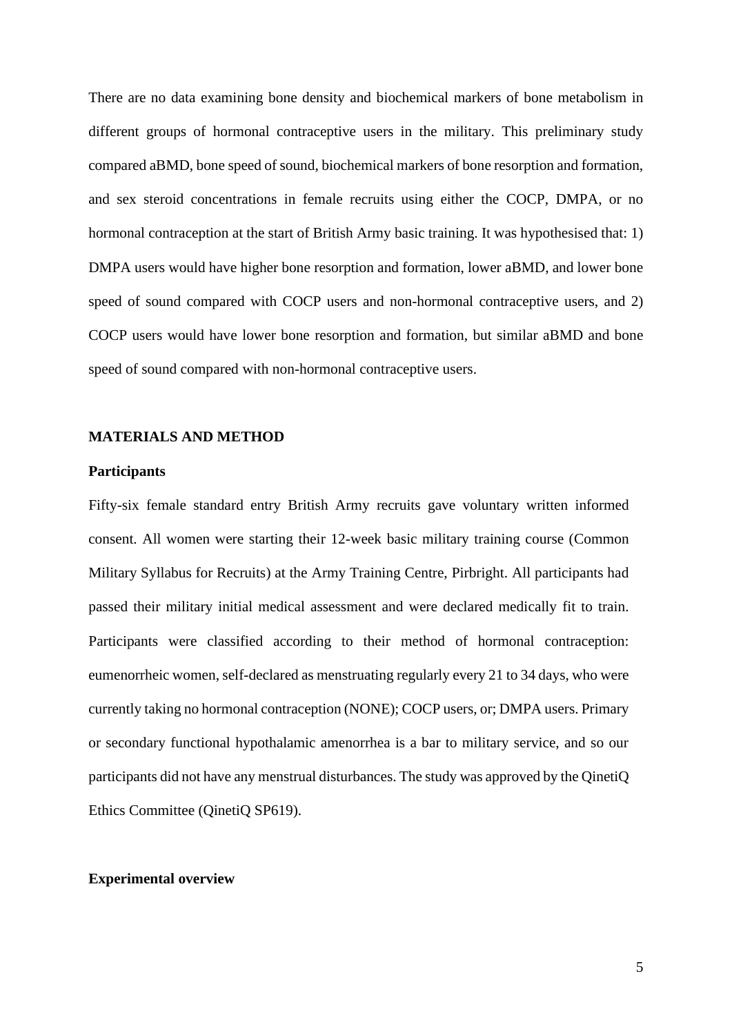There are no data examining bone density and biochemical markers of bone metabolism in different groups of hormonal contraceptive users in the military. This preliminary study compared aBMD, bone speed of sound, biochemical markers of bone resorption and formation, and sex steroid concentrations in female recruits using either the COCP, DMPA, or no hormonal contraception at the start of British Army basic training. It was hypothesised that: 1) DMPA users would have higher bone resorption and formation, lower aBMD, and lower bone speed of sound compared with COCP users and non-hormonal contraceptive users, and 2) COCP users would have lower bone resorption and formation, but similar aBMD and bone speed of sound compared with non-hormonal contraceptive users.

## MATERIALS AND METHOD

### Participants

Fifty-six female standard entry British Army recruits gave voluntary written informed consent. All women were starting their 12-week basic military training course (Common Military Syllabus for Recruits) at the Army Training Centre, Pirbright. All participants had passed their military initial medical assessment and were declared medically fit to train. Participants were classified according to their method of hormonal contraception: eumenorrheic women, self-declared as menstruating regularly every 21 to 34 days, who were currently taking no hormonal contraception (NONE); COCP users, or; DMPA users. Primary or secondary functional hypothalamic amenorrhea is a bar to military service, and so our participants did not have any menstrual disturbances. The study was approved by the QinetiQ Ethics Committee (QinetiQ SP619).

### Experimental overview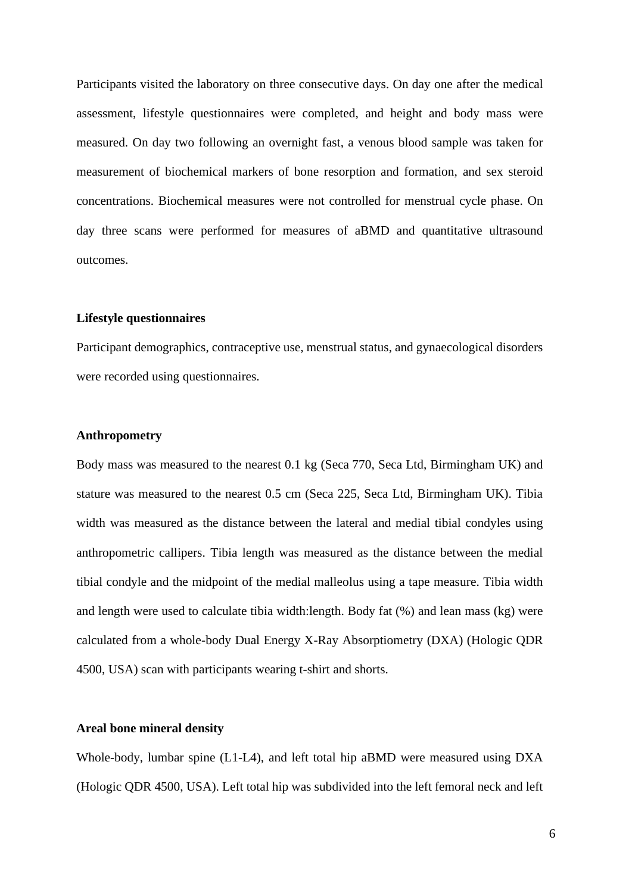Participants visited the laboratory on three consecutive days. On day one after the medical assessment, lifestyle questionnaires were completed, and height and body mass were measured. On day two following an overnight fast, a venous blood sample was taken for measurement of biochemical markers of bone resorption and formation, and sex steroid concentrations. Biochemical measures were not controlled for menstrual cycle phase. On day three scans were performed for measures of aBMD and quantitative ultrasound outcomes.

**Lifestyle questionnaires**

Participant demographics, contraceptive use, menstrual status, and gynaecological disorders were recorded using questionnaires.

**Anthropometry**

Body mass was measured to the nearest 0.1 kg (Seca 770, Seca Ltd, Birmingham UK) and stature was measured to the nearest 0.5 cm (Seca 225, Seca Ltd, Birmingham UK). Tibia width was measured as the distance between the lateral and medial tibial condyles using anthropometric callipers. Tibia length was measured as the distance between the medial tibial condyle and the midpoint of the medial malleolus using a tape measure. Tibia width and length were used to calculate tibia width:length. Body fat (%) and lean mass (kg) were calculated from a whole-body Dual Energy X-Ray Absorptiometry (DXA) (Hologic QDR 4500, USA) scan with participants wearing t-shirt and shorts.

**Areal bone mineral density**

Whole-body, lumbar spine (L1-L4), and left total hip aBMD were measured using DXA (Hologic QDR 4500, USA). Left total hip was subdivided into the left femoral neck and left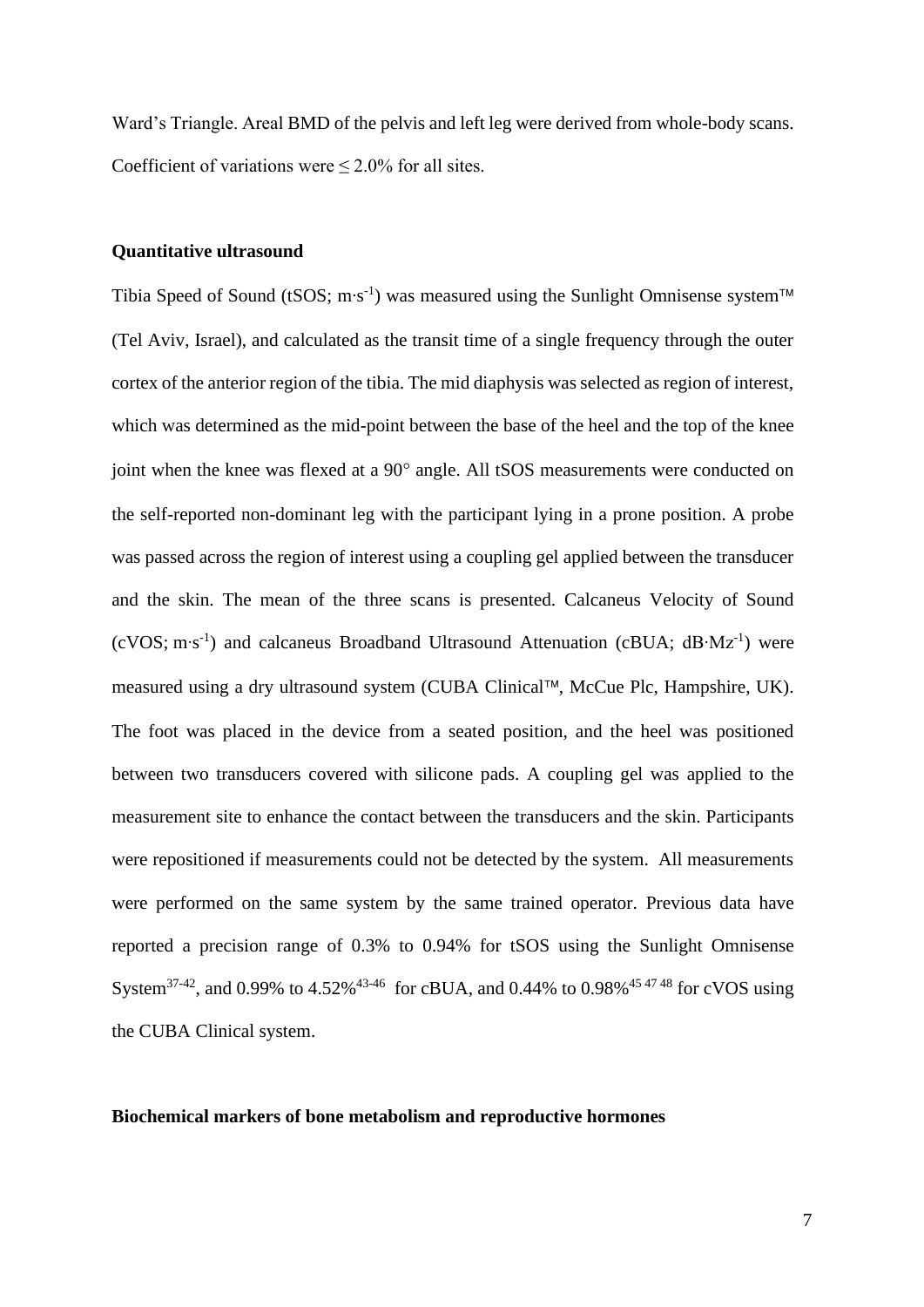Ward's Triangle. Areal BMD of the pelvis and left leg were derived from whole-body scans. Coefficient of variations were ≤ 2.0% for all sites.

### Quantitative ultrasound

Tibia Speed of Sound (tSOS; m·s$^{-1}$) was measured using the Sunlight Omnisense system™ (Tel Aviv, Israel), and calculated as the transit time of a single frequency through the outer cortex of the anterior region of the tibia. The mid diaphysis was selected as region of interest, which was determined as the mid-point between the base of the heel and the top of the knee joint when the knee was flexed at a 90° angle. All tSOS measurements were conducted on the self-reported non-dominant leg with the participant lying in a prone position. A probe was passed across the region of interest using a coupling gel applied between the transducer and the skin. The mean of the three scans is presented. Calcaneus Velocity of Sound (cVOS; m·s$^{-1}$) and calcaneus Broadband Ultrasound Attenuation (cBUA; dB·Mz$^{-1}$) were measured using a dry ultrasound system (CUBA Clinical™, McCue Plc, Hampshire, UK). The foot was placed in the device from a seated position, and the heel was positioned between two transducers covered with silicone pads. A coupling gel was applied to the measurement site to enhance the contact between the transducers and the skin. Participants were repositioned if measurements could not be detected by the system. All measurements were performed on the same system by the same trained operator. Previous data have reported a precision range of 0.3% to 0.94% for tSOS using the Sunlight Omnisense System[37-42], and 0.99% to 4.52%[43-46] for cBUA, and 0.44% to 0.98%[45 47 48] for cVOS using the CUBA Clinical system.

### Biochemical markers of bone metabolism and reproductive hormones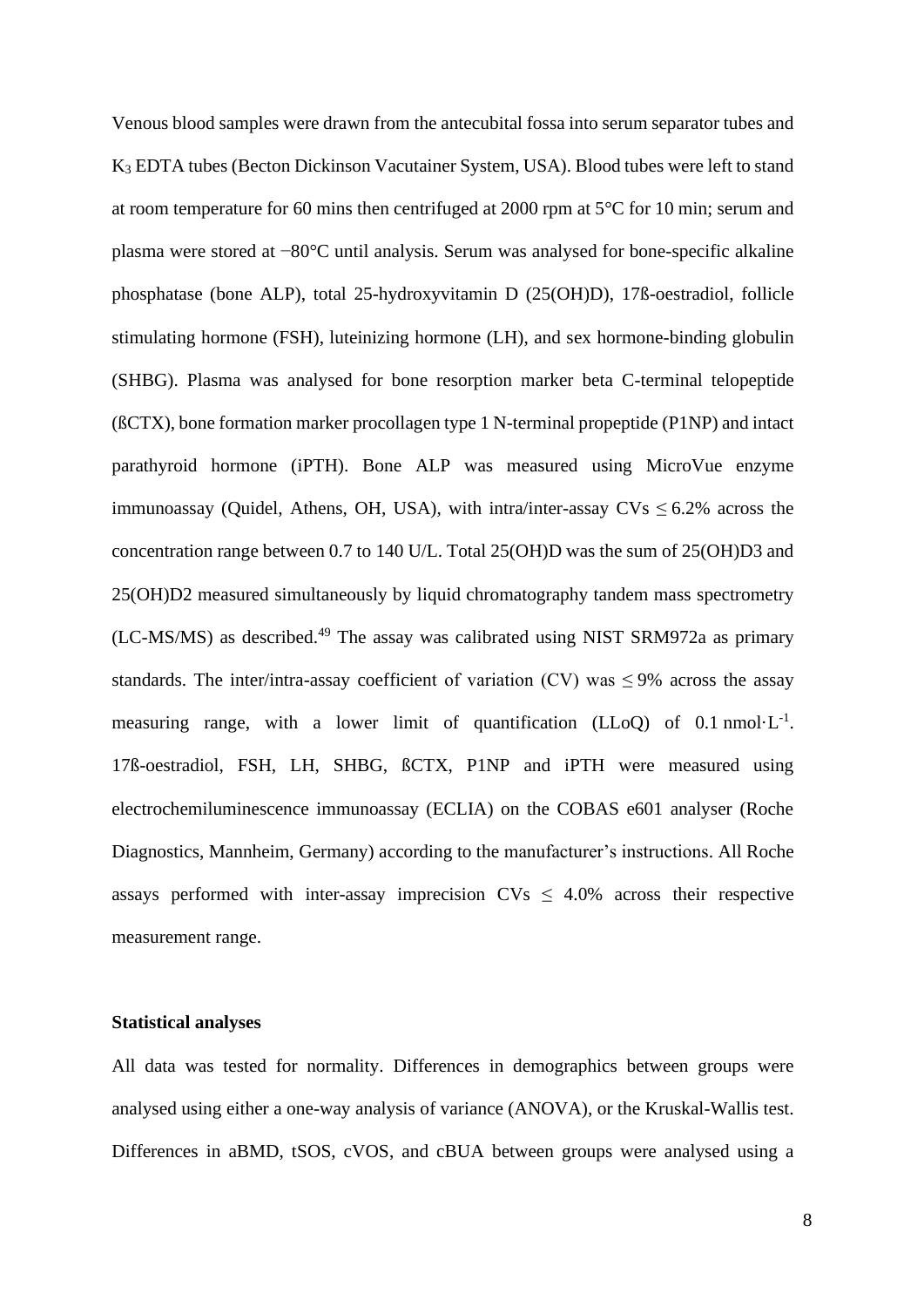Venous blood samples were drawn from the antecubital fossa into serum separator tubes and $K_3$ EDTA tubes (Becton Dickinson Vacutainer System, USA). Blood tubes were left to stand at room temperature for 60 mins then centrifuged at 2000 rpm at 5°C for 10 min; serum and plasma were stored at −80°C until analysis. Serum was analysed for bone-specific alkaline phosphatase (bone ALP), total 25-hydroxyvitamin D (25(OH)D), 17ß-oestradiol, follicle stimulating hormone (FSH), luteinizing hormone (LH), and sex hormone-binding globulin (SHBG). Plasma was analysed for bone resorption marker beta C-terminal telopeptide (ßCTX), bone formation marker procollagen type 1 N-terminal propeptide (P1NP) and intact parathyroid hormone (iPTH). Bone ALP was measured using MicroVue enzyme immunoassay (Quidel, Athens, OH, USA), with intra/inter-assay CVs ≤ 6.2% across the concentration range between 0.7 to 140 U/L. Total 25(OH)D was the sum of 25(OH)D3 and 25(OH)D2 measured simultaneously by liquid chromatography tandem mass spectrometry (LC-MS/MS) as described.[49] The assay was calibrated using NIST SRM972a as primary standards. The inter/intra-assay coefficient of variation (CV) was ≤ 9% across the assay measuring range, with a lower limit of quantification (LLoQ) of 0.1 $\text{nmol}\cdot\text{L}^{-1}$. 17ß-oestradiol, FSH, LH, SHBG, ßCTX, P1NP and iPTH were measured using electrochemiluminescence immunoassay (ECLIA) on the COBAS e601 analyser (Roche Diagnostics, Mannheim, Germany) according to the manufacturer's instructions. All Roche assays performed with inter-assay imprecision CVs ≤ 4.0% across their respective measurement range.

**Statistical analyses**

All data was tested for normality. Differences in demographics between groups were analysed using either a one-way analysis of variance (ANOVA), or the Kruskal-Wallis test. Differences in aBMD, tSOS, cVOS, and cBUA between groups were analysed using a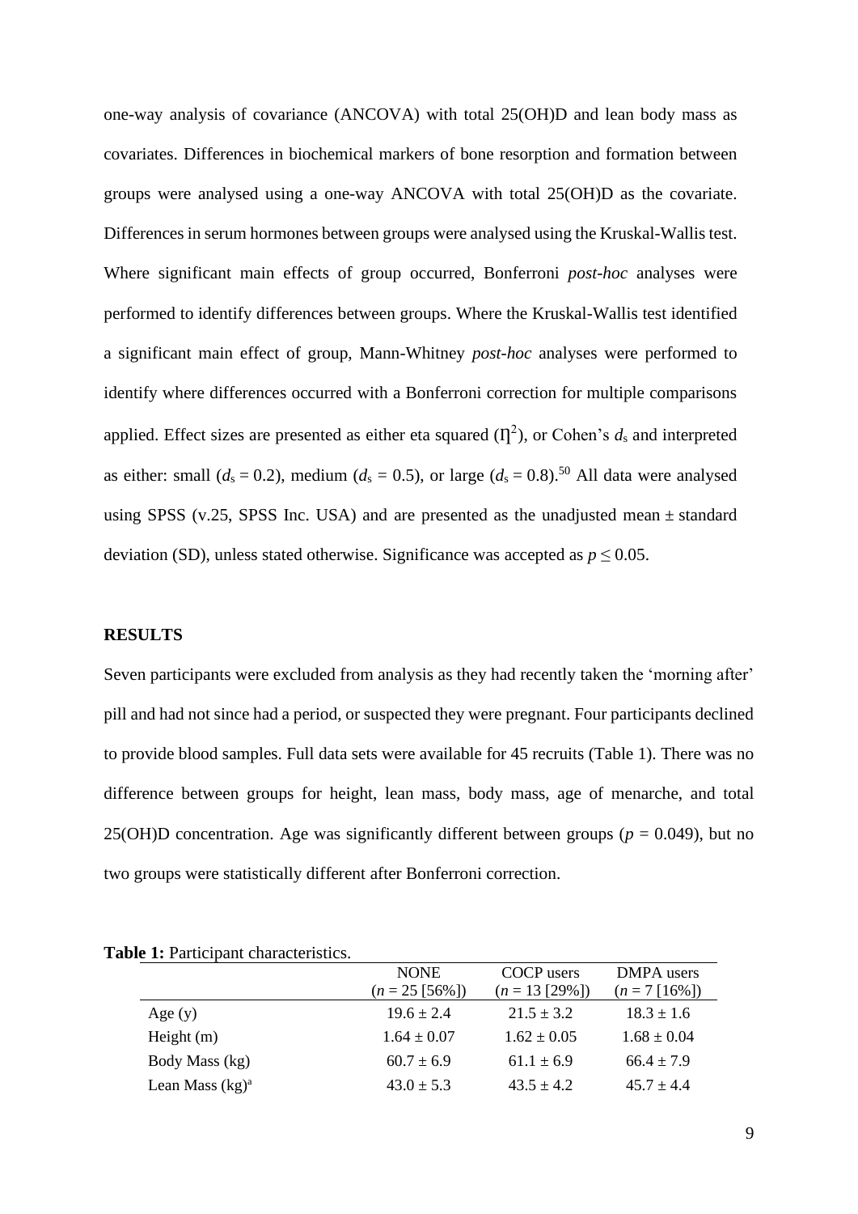one-way analysis of covariance (ANCOVA) with total 25(OH)D and lean body mass as covariates. Differences in biochemical markers of bone resorption and formation between groups were analysed using a one-way ANCOVA with total 25(OH)D as the covariate. Differences in serum hormones between groups were analysed using the Kruskal-Wallis test. Where significant main effects of group occurred, Bonferroni *post-hoc* analyses were performed to identify differences between groups. Where the Kruskal-Wallis test identified a significant main effect of group, Mann-Whitney *post-hoc* analyses were performed to identify where differences occurred with a Bonferroni correction for multiple comparisons applied. Effect sizes are presented as either eta squared ($\Pi^2$), or Cohen's $d_s$ and interpreted as either: small ($d_s = 0.2$), medium ($d_s = 0.5$), or large ($d_s = 0.8$).[50] All data were analysed using SPSS (v.25, SPSS Inc. USA) and are presented as the unadjusted mean ± standard deviation (SD), unless stated otherwise. Significance was accepted as $p \leq 0.05$.

## RESULTS

Seven participants were excluded from analysis as they had recently taken the 'morning after' pill and had not since had a period, or suspected they were pregnant. Four participants declined to provide blood samples. Full data sets were available for 45 recruits (Table 1). There was no difference between groups for height, lean mass, body mass, age of menarche, and total 25(OH)D concentration. Age was significantly different between groups ($p = 0.049$), but no two groups were statistically different after Bonferroni correction.

**Table 1:** Participant characteristics.

| | NONE ($n$ = 25 [56%]) | COCP users ($n$ = 13 [29%]) | DMPA users ($n$ = 7 [16%]) |
|---|---|---|---|
| Age (y) | 19.6 ± 2.4 | 21.5 ± 3.2 | 18.3 ± 1.6 |
| Height (m) | 1.64 ± 0.07 | 1.62 ± 0.05 | 1.68 ± 0.04 |
| Body Mass (kg) | 60.7 ± 6.9 | 61.1 ± 6.9 | 66.4 ± 7.9 |
| Lean Mass (kg)[a] | 43.0 ± 5.3 | 43.5 ± 4.2 | 45.7 ± 4.4 |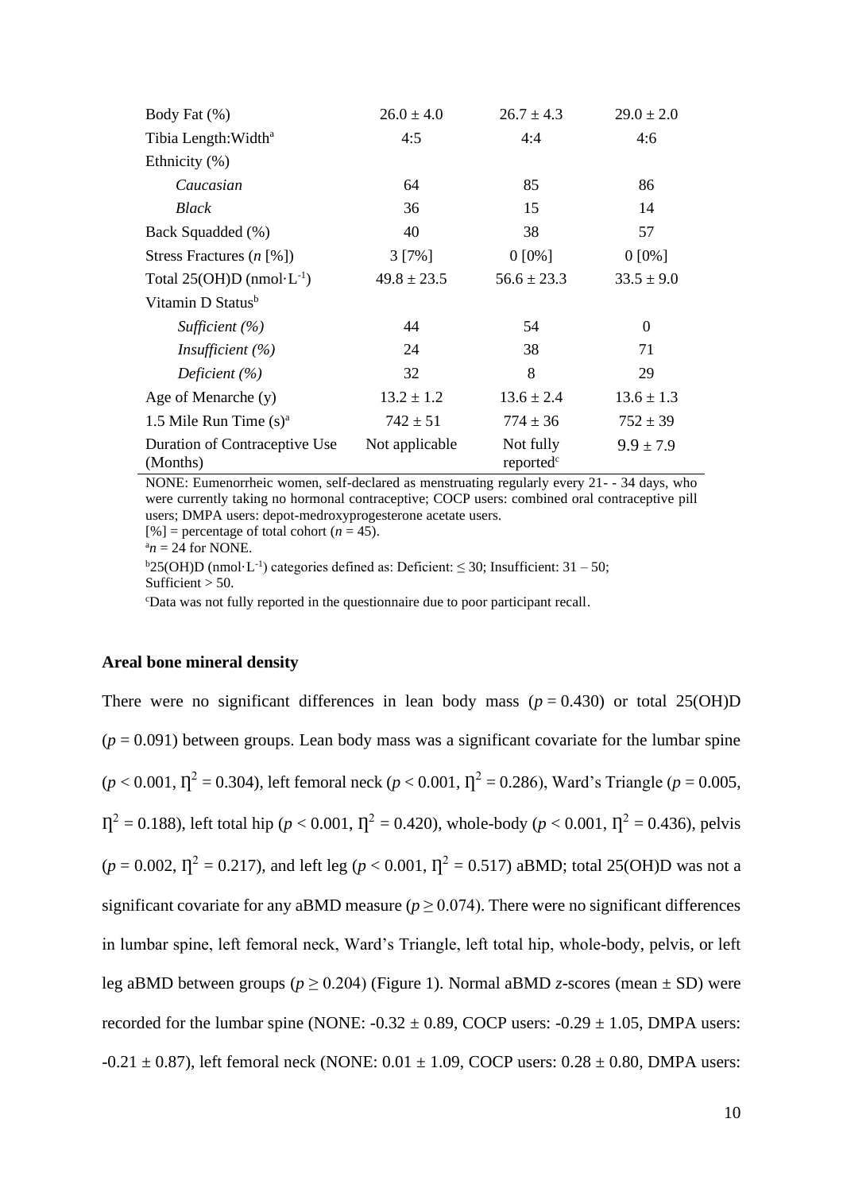| | | | |
|---|---|---|---|
| Body Fat (%) | 26.0 ± 4.0 | 26.7 ± 4.3 | 29.0 ± 2.0 |
| Tibia Length:Width[a] | 4:5 | 4:4 | 4:6 |
| Ethnicity (%) | | | |
| *Caucasian* | 64 | 85 | 86 |
| *Black* | 36 | 15 | 14 |
| Back Squadded (%) | 40 | 38 | 57 |
| Stress Fractures (*n* [%]) | 3 [7%] | 0 [0%] | 0 [0%] |
| Total 25(OH)D (nmol·L$^{-1}$) | 49.8 ± 23.5 | 56.6 ± 23.3 | 33.5 ± 9.0 |
| Vitamin D Status[b] | | | |
| *Sufficient (%)* | 44 | 54 | 0 |
| *Insufficient (%)* | 24 | 38 | 71 |
| *Deficient (%)* | 32 | 8 | 29 |
| Age of Menarche (y) | 13.2 ± 1.2 | 13.6 ± 2.4 | 13.6 ± 1.3 |
| 1.5 Mile Run Time (s)[a] | 742 ± 51 | 774 ± 36 | 752 ± 39 |
| Duration of Contraceptive Use (Months) | Not applicable | Not fully reported[c] | 9.9 ± 7.9 |

NONE: Eumenorrheic women, self-declared as menstruating regularly every 21- - 34 days, who were currently taking no hormonal contraceptive; COCP users: combined oral contraceptive pill users; DMPA users: depot-medroxyprogesterone acetate users.
[%] = percentage of total cohort (*n* = 45).
[a]*n* = 24 for NONE.
[b]25(OH)D (nmol·L$^{-1}$) categories defined as: Deficient: ≤ 30; Insufficient: 31 – 50; Sufficient > 50.
[c]Data was not fully reported in the questionnaire due to poor participant recall.

**Areal bone mineral density**

There were no significant differences in lean body mass ($p = 0.430$) or total 25(OH)D ($p = 0.091$) between groups. Lean body mass was a significant covariate for the lumbar spine ($p < 0.001$, $\eta^2 = 0.304$), left femoral neck ($p < 0.001$, $\eta^2 = 0.286$), Ward's Triangle ($p = 0.005$, $\eta^2 = 0.188$), left total hip ($p < 0.001$, $\eta^2 = 0.420$), whole-body ($p < 0.001$, $\eta^2 = 0.436$), pelvis ($p = 0.002$, $\eta^2 = 0.217$), and left leg ($p < 0.001$, $\eta^2 = 0.517$) aBMD; total 25(OH)D was not a significant covariate for any aBMD measure ($p \geq 0.074$). There were no significant differences in lumbar spine, left femoral neck, Ward's Triangle, left total hip, whole-body, pelvis, or left leg aBMD between groups ($p \geq 0.204$) (Figure 1). Normal aBMD *z*-scores (mean ± SD) were recorded for the lumbar spine (NONE: -0.32 ± 0.89, COCP users: -0.29 ± 1.05, DMPA users: -0.21 ± 0.87), left femoral neck (NONE: 0.01 ± 1.09, COCP users: 0.28 ± 0.80, DMPA users: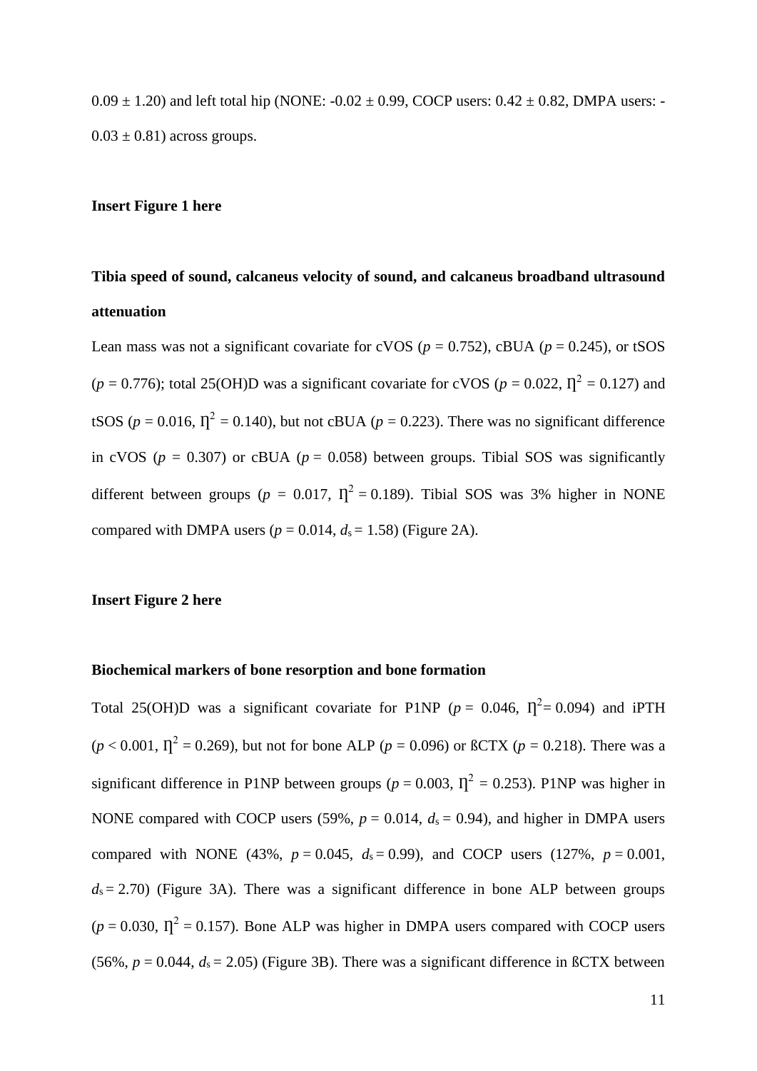0.09 ± 1.20) and left total hip (NONE: -0.02 ± 0.99, COCP users: 0.42 ± 0.82, DMPA users: -0.03 ± 0.81) across groups.

**Insert Figure 1 here**

**Tibia speed of sound, calcaneus velocity of sound, and calcaneus broadband ultrasound attenuation**

Lean mass was not a significant covariate for cVOS ($p$ = 0.752), cBUA ($p$ = 0.245), or tSOS ($p$ = 0.776); total 25(OH)D was a significant covariate for cVOS ($p$ = 0.022, $\eta^2$ = 0.127) and tSOS ($p$ = 0.016, $\eta^2$ = 0.140), but not cBUA ($p$ = 0.223). There was no significant difference in cVOS ($p$ = 0.307) or cBUA ($p$ = 0.058) between groups. Tibial SOS was significantly different between groups ($p$ = 0.017, $\eta^2$ = 0.189). Tibial SOS was 3% higher in NONE compared with DMPA users ($p$ = 0.014, $d_s$ = 1.58) (Figure 2A).

**Insert Figure 2 here**

**Biochemical markers of bone resorption and bone formation**

Total 25(OH)D was a significant covariate for P1NP ($p$ = 0.046, $\eta^2$ = 0.094) and iPTH ($p$ < 0.001, $\eta^2$ = 0.269), but not for bone ALP ($p$ = 0.096) or ßCTX ($p$ = 0.218). There was a significant difference in P1NP between groups ($p$ = 0.003, $\eta^2$ = 0.253). P1NP was higher in NONE compared with COCP users (59%, $p$ = 0.014, $d_s$ = 0.94), and higher in DMPA users compared with NONE (43%, $p$ = 0.045, $d_s$ = 0.99), and COCP users (127%, $p$ = 0.001, $d_s$ = 2.70) (Figure 3A). There was a significant difference in bone ALP between groups ($p$ = 0.030, $\eta^2$ = 0.157). Bone ALP was higher in DMPA users compared with COCP users (56%, $p$ = 0.044, $d_s$ = 2.05) (Figure 3B). There was a significant difference in ßCTX between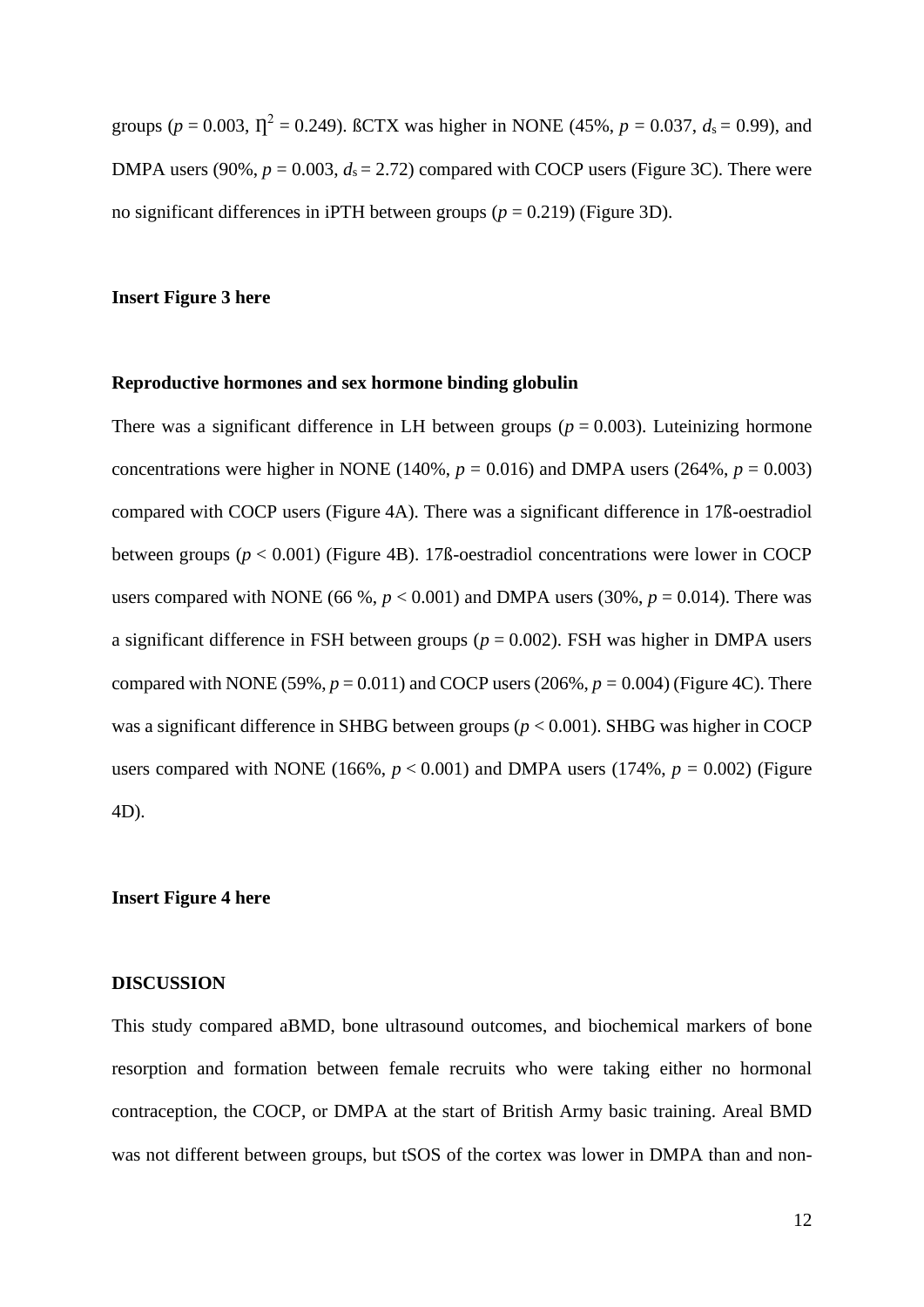groups ($p = 0.003$, $\eta^2 = 0.249$). ßCTX was higher in NONE (45%, $p = 0.037$, $d_s = 0.99$), and DMPA users (90%, $p = 0.003$, $d_s = 2.72$) compared with COCP users (Figure 3C). There were no significant differences in iPTH between groups ($p = 0.219$) (Figure 3D).

**Insert Figure 3 here**

**Reproductive hormones and sex hormone binding globulin**

There was a significant difference in LH between groups ($p = 0.003$). Luteinizing hormone concentrations were higher in NONE (140%, $p = 0.016$) and DMPA users (264%, $p = 0.003$) compared with COCP users (Figure 4A). There was a significant difference in 17ß-oestradiol between groups ($p < 0.001$) (Figure 4B). 17ß-oestradiol concentrations were lower in COCP users compared with NONE (66 %, $p < 0.001$) and DMPA users (30%, $p = 0.014$). There was a significant difference in FSH between groups ($p = 0.002$). FSH was higher in DMPA users compared with NONE (59%, $p = 0.011$) and COCP users (206%, $p = 0.004$) (Figure 4C). There was a significant difference in SHBG between groups ($p < 0.001$). SHBG was higher in COCP users compared with NONE (166%, $p < 0.001$) and DMPA users (174%, $p = 0.002$) (Figure 4D).

**Insert Figure 4 here**

## DISCUSSION

This study compared aBMD, bone ultrasound outcomes, and biochemical markers of bone resorption and formation between female recruits who were taking either no hormonal contraception, the COCP, or DMPA at the start of British Army basic training. Areal BMD was not different between groups, but tSOS of the cortex was lower in DMPA than and non-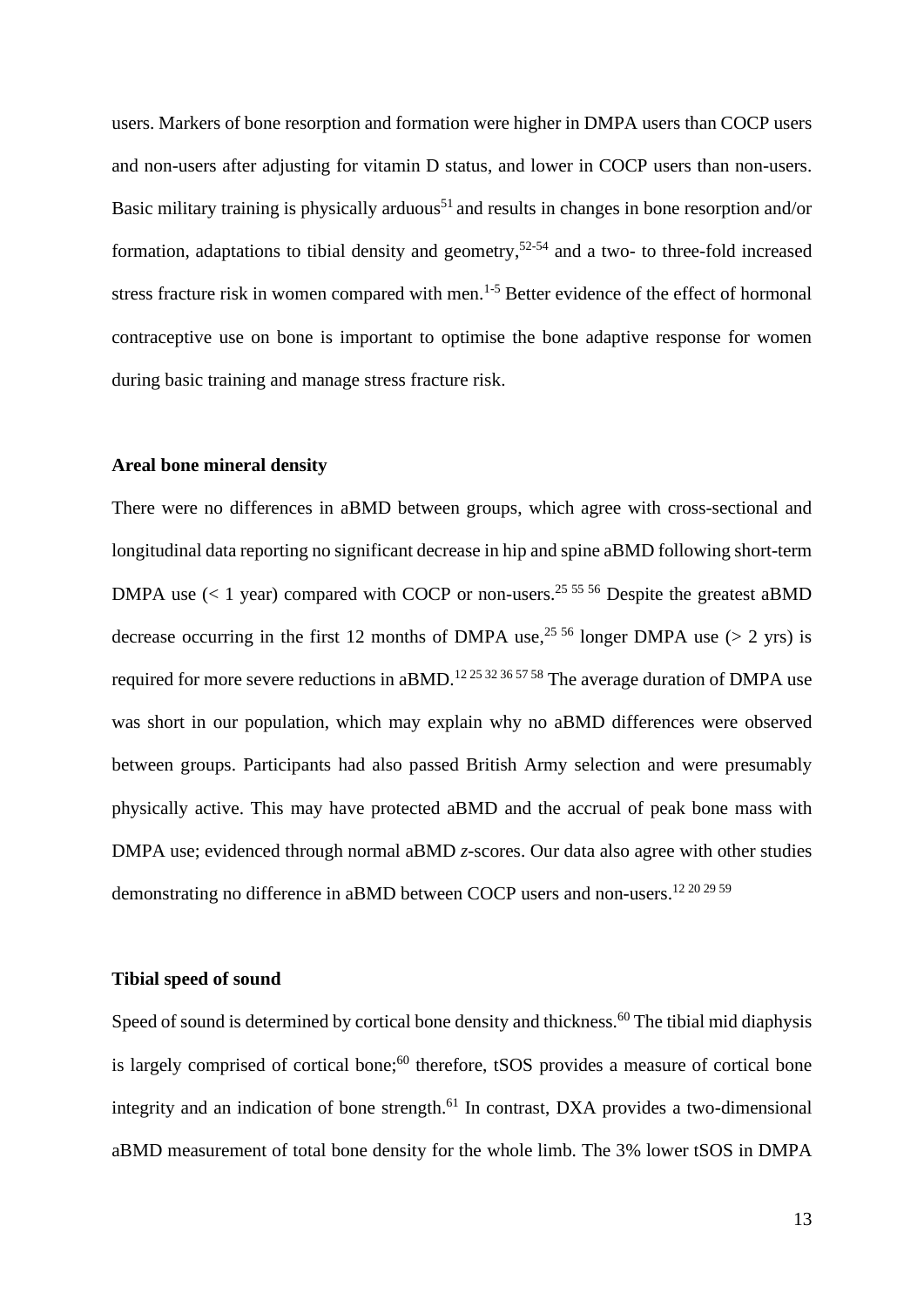users. Markers of bone resorption and formation were higher in DMPA users than COCP users and non-users after adjusting for vitamin D status, and lower in COCP users than non-users. Basic military training is physically arduous[51] and results in changes in bone resorption and/or formation, adaptations to tibial density and geometry,[52-54] and a two- to three-fold increased stress fracture risk in women compared with men.[1-5] Better evidence of the effect of hormonal contraceptive use on bone is important to optimise the bone adaptive response for women during basic training and manage stress fracture risk.

**Areal bone mineral density**

There were no differences in aBMD between groups, which agree with cross-sectional and longitudinal data reporting no significant decrease in hip and spine aBMD following short-term DMPA use (< 1 year) compared with COCP or non-users.[25 55 56] Despite the greatest aBMD decrease occurring in the first 12 months of DMPA use,[25 56] longer DMPA use (> 2 yrs) is required for more severe reductions in aBMD.[12 25 32 36 57 58] The average duration of DMPA use was short in our population, which may explain why no aBMD differences were observed between groups. Participants had also passed British Army selection and were presumably physically active. This may have protected aBMD and the accrual of peak bone mass with DMPA use; evidenced through normal aBMD *z*-scores. Our data also agree with other studies demonstrating no difference in aBMD between COCP users and non-users.[12 20 29 59]

**Tibial speed of sound**

Speed of sound is determined by cortical bone density and thickness.[60] The tibial mid diaphysis is largely comprised of cortical bone;[60] therefore, tSOS provides a measure of cortical bone integrity and an indication of bone strength.[61] In contrast, DXA provides a two-dimensional aBMD measurement of total bone density for the whole limb. The 3% lower tSOS in DMPA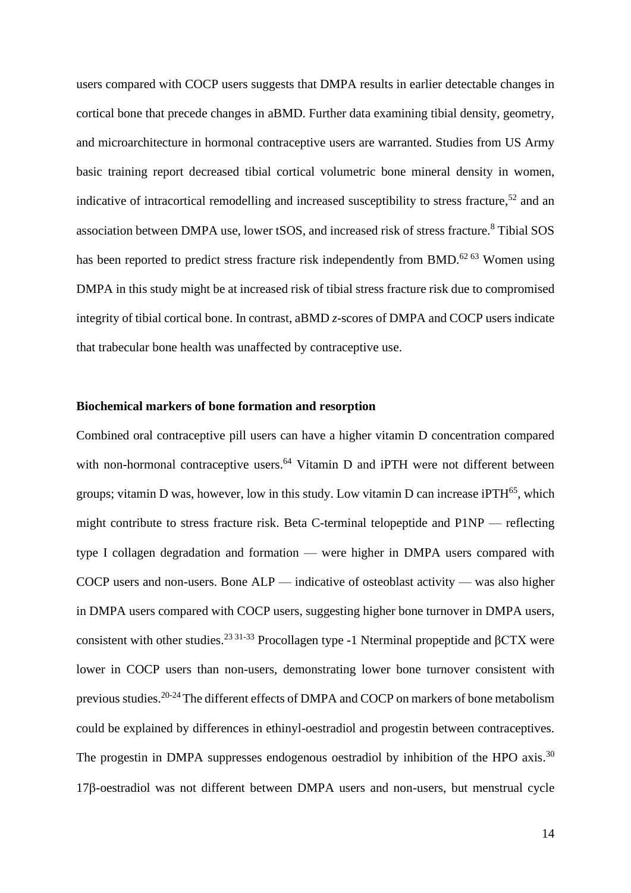users compared with COCP users suggests that DMPA results in earlier detectable changes in cortical bone that precede changes in aBMD. Further data examining tibial density, geometry, and microarchitecture in hormonal contraceptive users are warranted. Studies from US Army basic training report decreased tibial cortical volumetric bone mineral density in women, indicative of intracortical remodelling and increased susceptibility to stress fracture,[52] and an association between DMPA use, lower tSOS, and increased risk of stress fracture.[8] Tibial SOS has been reported to predict stress fracture risk independently from BMD.[62 63] Women using DMPA in this study might be at increased risk of tibial stress fracture risk due to compromised integrity of tibial cortical bone. In contrast, aBMD *z*-scores of DMPA and COCP users indicate that trabecular bone health was unaffected by contraceptive use.

**Biochemical markers of bone formation and resorption**

Combined oral contraceptive pill users can have a higher vitamin D concentration compared with non-hormonal contraceptive users.[64] Vitamin D and iPTH were not different between groups; vitamin D was, however, low in this study. Low vitamin D can increase iPTH[65], which might contribute to stress fracture risk. Beta C-terminal telopeptide and P1NP — reflecting type I collagen degradation and formation — were higher in DMPA users compared with COCP users and non-users. Bone ALP — indicative of osteoblast activity — was also higher in DMPA users compared with COCP users, suggesting higher bone turnover in DMPA users, consistent with other studies.[23 31-33] Procollagen type -1 Nterminal propeptide and βCTX were lower in COCP users than non-users, demonstrating lower bone turnover consistent with previous studies.[20-24] The different effects of DMPA and COCP on markers of bone metabolism could be explained by differences in ethinyl-oestradiol and progestin between contraceptives. The progestin in DMPA suppresses endogenous oestradiol by inhibition of the HPO axis.[30] 17β-oestradiol was not different between DMPA users and non-users, but menstrual cycle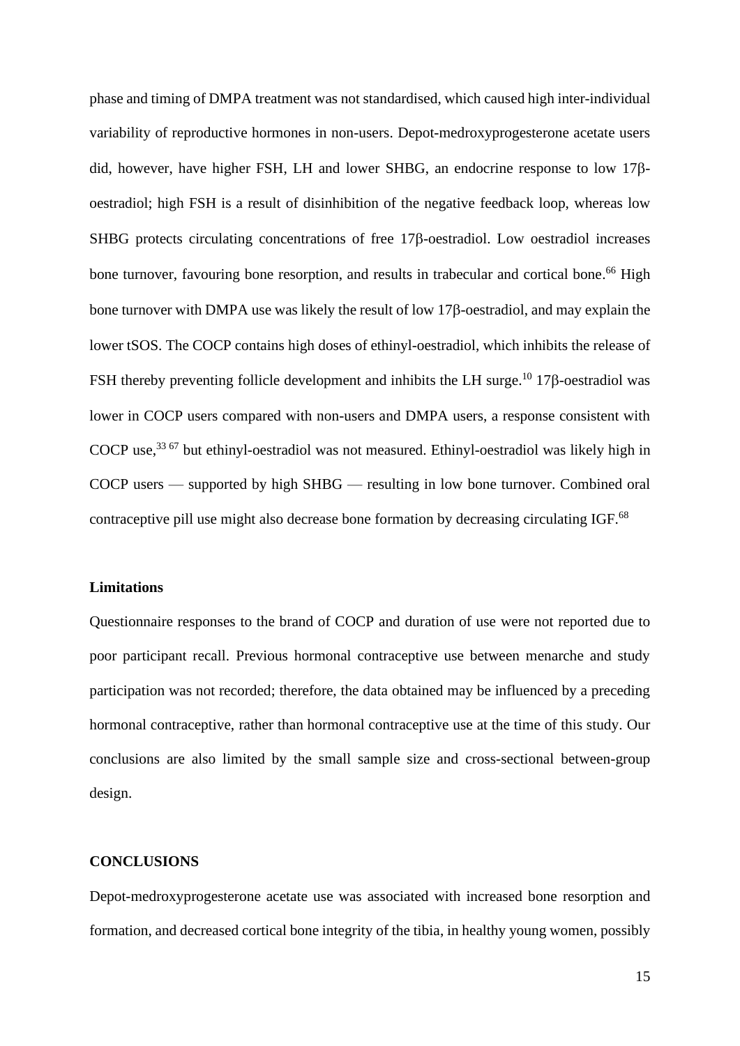phase and timing of DMPA treatment was not standardised, which caused high inter-individual variability of reproductive hormones in non-users. Depot-medroxyprogesterone acetate users did, however, have higher FSH, LH and lower SHBG, an endocrine response to low 17β-oestradiol; high FSH is a result of disinhibition of the negative feedback loop, whereas low SHBG protects circulating concentrations of free 17β-oestradiol. Low oestradiol increases bone turnover, favouring bone resorption, and results in trabecular and cortical bone.[66] High bone turnover with DMPA use was likely the result of low 17β-oestradiol, and may explain the lower tSOS. The COCP contains high doses of ethinyl-oestradiol, which inhibits the release of FSH thereby preventing follicle development and inhibits the LH surge.[10] 17β-oestradiol was lower in COCP users compared with non-users and DMPA users, a response consistent with COCP use,[33 67] but ethinyl-oestradiol was not measured. Ethinyl-oestradiol was likely high in COCP users — supported by high SHBG — resulting in low bone turnover. Combined oral contraceptive pill use might also decrease bone formation by decreasing circulating IGF.[68]

### Limitations

Questionnaire responses to the brand of COCP and duration of use were not reported due to poor participant recall. Previous hormonal contraceptive use between menarche and study participation was not recorded; therefore, the data obtained may be influenced by a preceding hormonal contraceptive, rather than hormonal contraceptive use at the time of this study. Our conclusions are also limited by the small sample size and cross-sectional between-group design.

## CONCLUSIONS

Depot-medroxyprogesterone acetate use was associated with increased bone resorption and formation, and decreased cortical bone integrity of the tibia, in healthy young women, possibly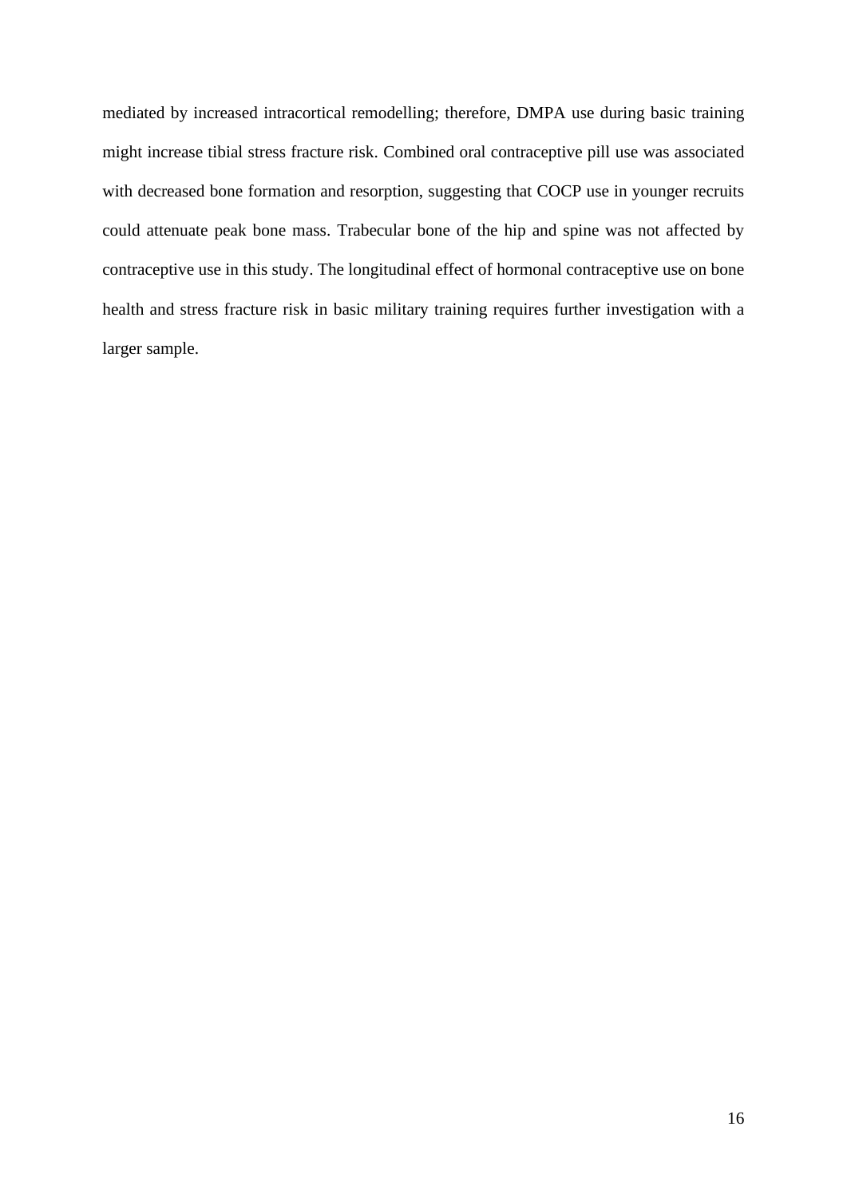mediated by increased intracortical remodelling; therefore, DMPA use during basic training might increase tibial stress fracture risk. Combined oral contraceptive pill use was associated with decreased bone formation and resorption, suggesting that COCP use in younger recruits could attenuate peak bone mass. Trabecular bone of the hip and spine was not affected by contraceptive use in this study. The longitudinal effect of hormonal contraceptive use on bone health and stress fracture risk in basic military training requires further investigation with a larger sample.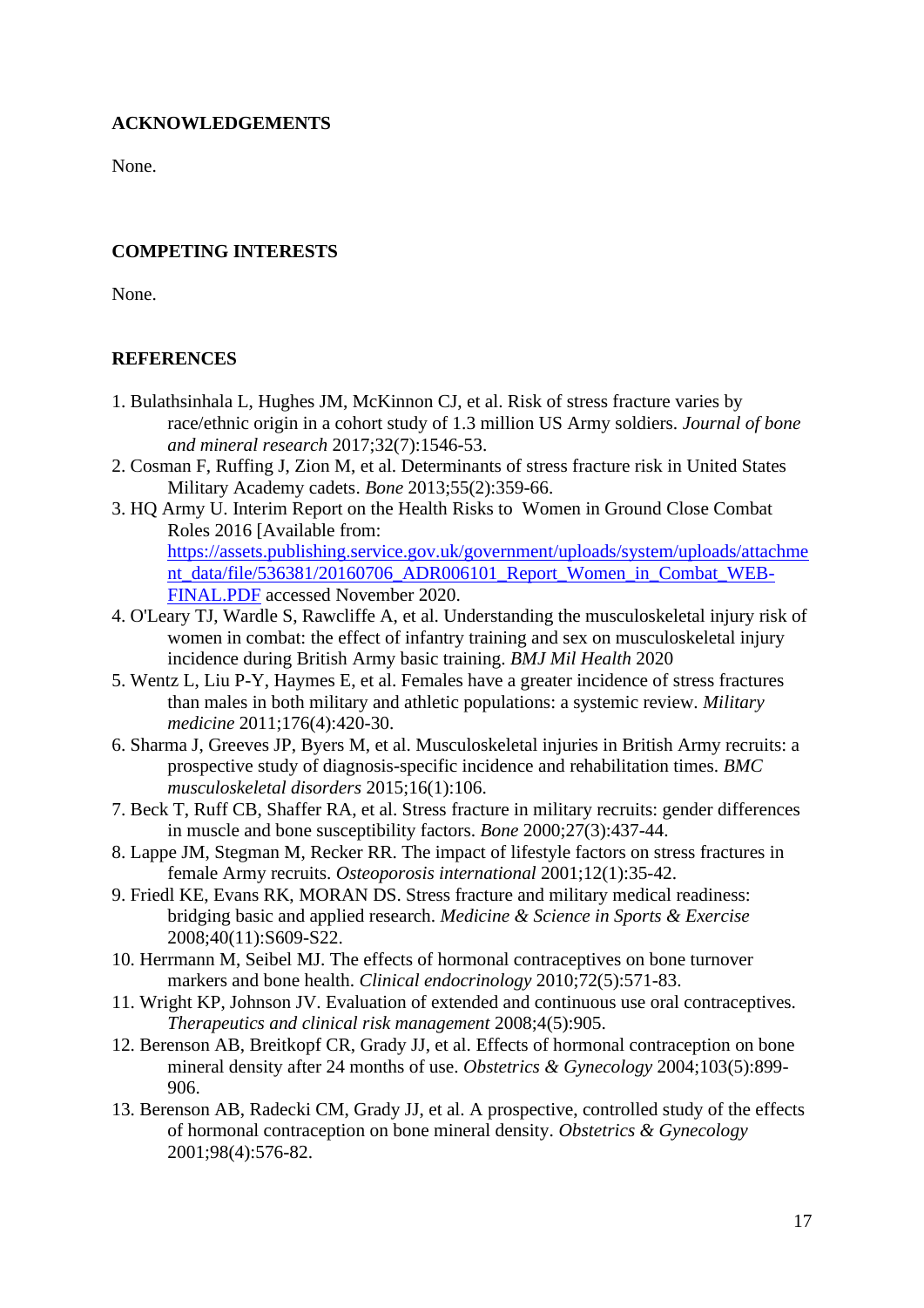## ACKNOWLEDGEMENTS

None.

## COMPETING INTERESTS

None.

## REFERENCES

1. Bulathsinhala L, Hughes JM, McKinnon CJ, et al. Risk of stress fracture varies by race/ethnic origin in a cohort study of 1.3 million US Army soldiers. *Journal of bone and mineral research* 2017;32(7):1546-53.
2. Cosman F, Ruffing J, Zion M, et al. Determinants of stress fracture risk in United States Military Academy cadets. *Bone* 2013;55(2):359-66.
3. HQ Army U. Interim Report on the Health Risks to Women in Ground Close Combat Roles 2016 [Available from: https://assets.publishing.service.gov.uk/government/uploads/system/uploads/attachment_data/file/536381/20160706_ADR006101_Report_Women_in_Combat_WEB-FINAL.PDF accessed November 2020.
4. O'Leary TJ, Wardle S, Rawcliffe A, et al. Understanding the musculoskeletal injury risk of women in combat: the effect of infantry training and sex on musculoskeletal injury incidence during British Army basic training. *BMJ Mil Health* 2020
5. Wentz L, Liu P-Y, Haymes E, et al. Females have a greater incidence of stress fractures than males in both military and athletic populations: a systemic review. *Military medicine* 2011;176(4):420-30.
6. Sharma J, Greeves JP, Byers M, et al. Musculoskeletal injuries in British Army recruits: a prospective study of diagnosis-specific incidence and rehabilitation times. *BMC musculoskeletal disorders* 2015;16(1):106.
7. Beck T, Ruff CB, Shaffer RA, et al. Stress fracture in military recruits: gender differences in muscle and bone susceptibility factors. *Bone* 2000;27(3):437-44.
8. Lappe JM, Stegman M, Recker RR. The impact of lifestyle factors on stress fractures in female Army recruits. *Osteoporosis international* 2001;12(1):35-42.
9. Friedl KE, Evans RK, MORAN DS. Stress fracture and military medical readiness: bridging basic and applied research. *Medicine & Science in Sports & Exercise* 2008;40(11):S609-S22.
10. Herrmann M, Seibel MJ. The effects of hormonal contraceptives on bone turnover markers and bone health. *Clinical endocrinology* 2010;72(5):571-83.
11. Wright KP, Johnson JV. Evaluation of extended and continuous use oral contraceptives. *Therapeutics and clinical risk management* 2008;4(5):905.
12. Berenson AB, Breitkopf CR, Grady JJ, et al. Effects of hormonal contraception on bone mineral density after 24 months of use. *Obstetrics & Gynecology* 2004;103(5):899-906.
13. Berenson AB, Radecki CM, Grady JJ, et al. A prospective, controlled study of the effects of hormonal contraception on bone mineral density. *Obstetrics & Gynecology* 2001;98(4):576-82.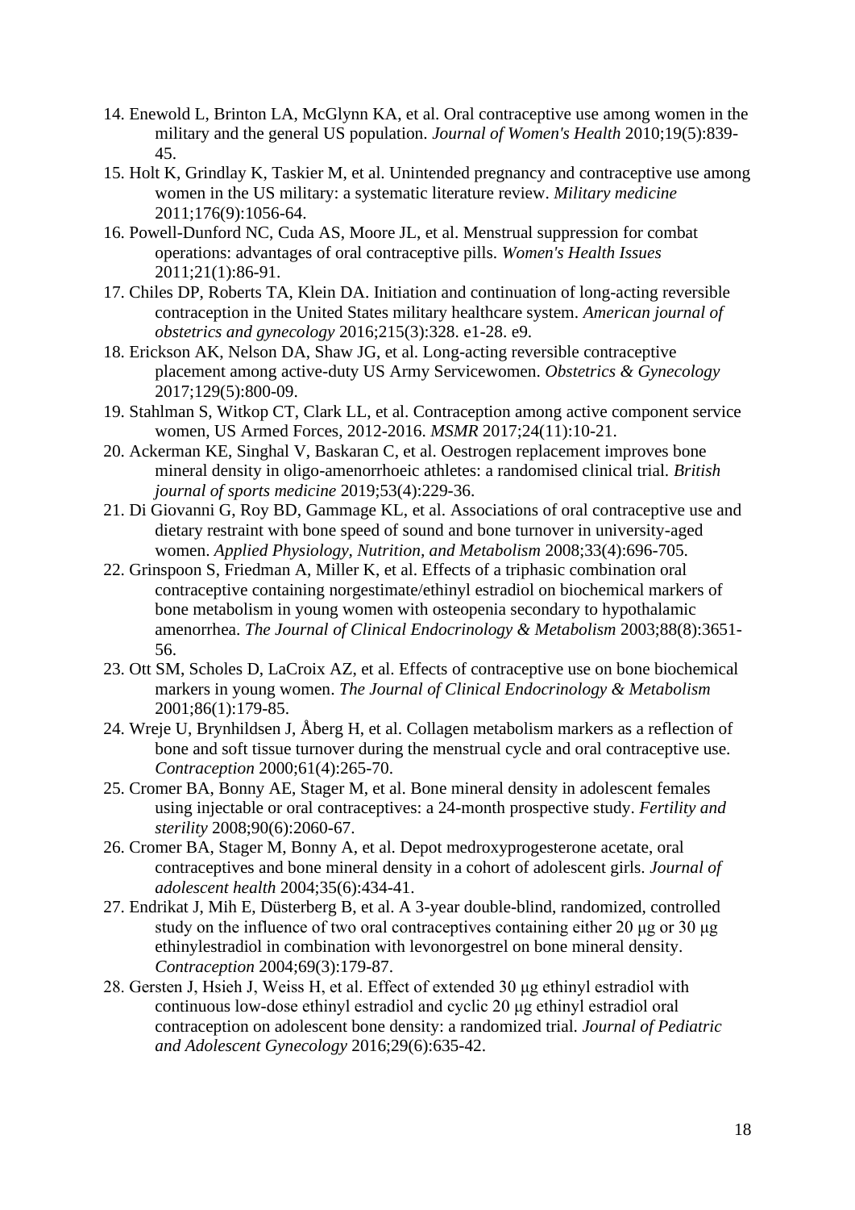14. Enewold L, Brinton LA, McGlynn KA, et al. Oral contraceptive use among women in the military and the general US population. *Journal of Women's Health* 2010;19(5):839-45.
15. Holt K, Grindlay K, Taskier M, et al. Unintended pregnancy and contraceptive use among women in the US military: a systematic literature review. *Military medicine* 2011;176(9):1056-64.
16. Powell-Dunford NC, Cuda AS, Moore JL, et al. Menstrual suppression for combat operations: advantages of oral contraceptive pills. *Women's Health Issues* 2011;21(1):86-91.
17. Chiles DP, Roberts TA, Klein DA. Initiation and continuation of long-acting reversible contraception in the United States military healthcare system. *American journal of obstetrics and gynecology* 2016;215(3):328. e1-28. e9.
18. Erickson AK, Nelson DA, Shaw JG, et al. Long-acting reversible contraceptive placement among active-duty US Army Servicewomen. *Obstetrics & Gynecology* 2017;129(5):800-09.
19. Stahlman S, Witkop CT, Clark LL, et al. Contraception among active component service women, US Armed Forces, 2012-2016. *MSMR* 2017;24(11):10-21.
20. Ackerman KE, Singhal V, Baskaran C, et al. Oestrogen replacement improves bone mineral density in oligo-amenorrhoeic athletes: a randomised clinical trial. *British journal of sports medicine* 2019;53(4):229-36.
21. Di Giovanni G, Roy BD, Gammage KL, et al. Associations of oral contraceptive use and dietary restraint with bone speed of sound and bone turnover in university-aged women. *Applied Physiology, Nutrition, and Metabolism* 2008;33(4):696-705.
22. Grinspoon S, Friedman A, Miller K, et al. Effects of a triphasic combination oral contraceptive containing norgestimate/ethinyl estradiol on biochemical markers of bone metabolism in young women with osteopenia secondary to hypothalamic amenorrhea. *The Journal of Clinical Endocrinology & Metabolism* 2003;88(8):3651-56.
23. Ott SM, Scholes D, LaCroix AZ, et al. Effects of contraceptive use on bone biochemical markers in young women. *The Journal of Clinical Endocrinology & Metabolism* 2001;86(1):179-85.
24. Wreje U, Brynhildsen J, Åberg H, et al. Collagen metabolism markers as a reflection of bone and soft tissue turnover during the menstrual cycle and oral contraceptive use. *Contraception* 2000;61(4):265-70.
25. Cromer BA, Bonny AE, Stager M, et al. Bone mineral density in adolescent females using injectable or oral contraceptives: a 24-month prospective study. *Fertility and sterility* 2008;90(6):2060-67.
26. Cromer BA, Stager M, Bonny A, et al. Depot medroxyprogesterone acetate, oral contraceptives and bone mineral density in a cohort of adolescent girls. *Journal of adolescent health* 2004;35(6):434-41.
27. Endrikat J, Mih E, Düsterberg B, et al. A 3-year double-blind, randomized, controlled study on the influence of two oral contraceptives containing either 20 μg or 30 μg ethinylestradiol in combination with levonorgestrel on bone mineral density. *Contraception* 2004;69(3):179-87.
28. Gersten J, Hsieh J, Weiss H, et al. Effect of extended 30 μg ethinyl estradiol with continuous low-dose ethinyl estradiol and cyclic 20 μg ethinyl estradiol oral contraception on adolescent bone density: a randomized trial. *Journal of Pediatric and Adolescent Gynecology* 2016;29(6):635-42.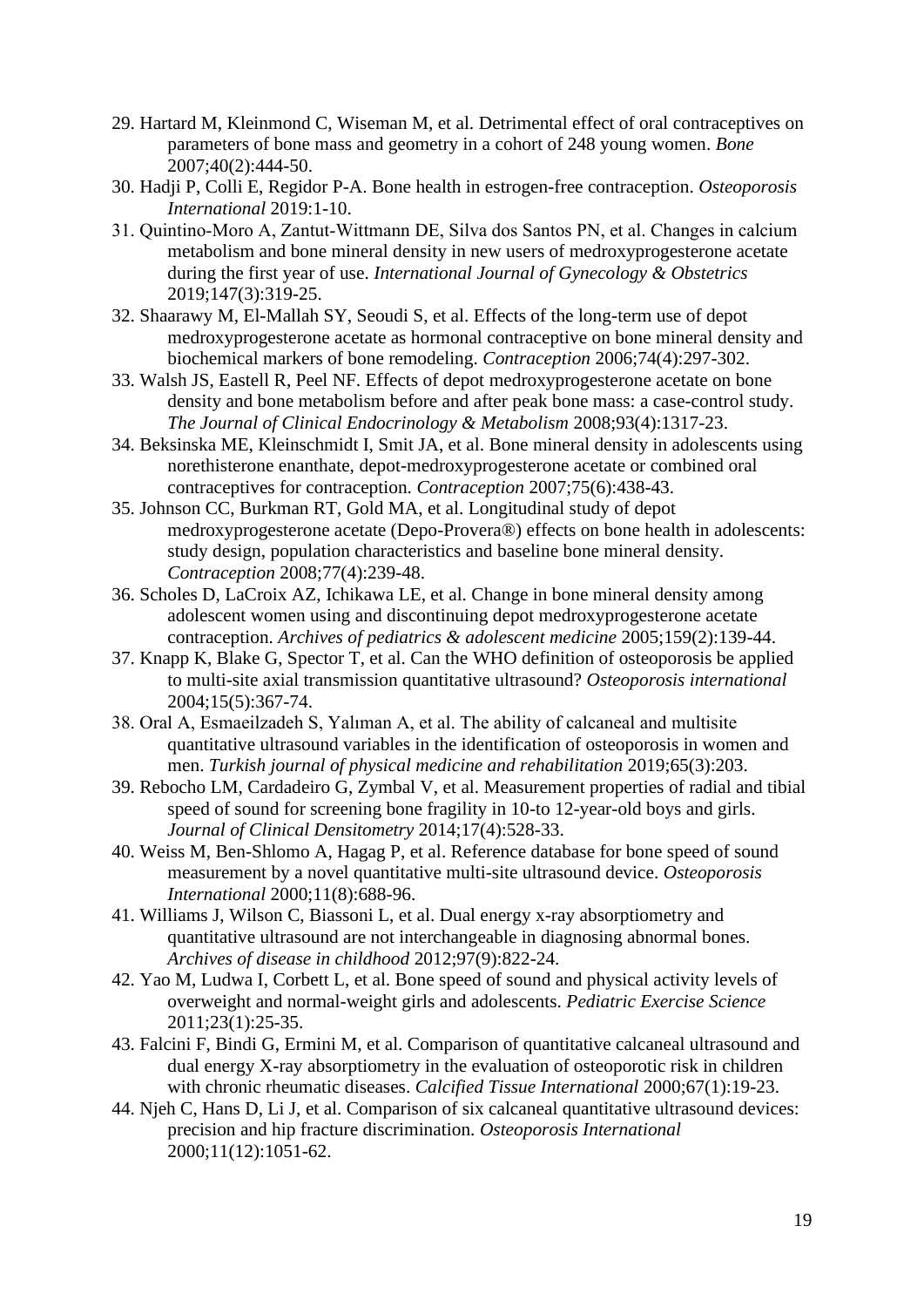29. Hartard M, Kleinmond C, Wiseman M, et al. Detrimental effect of oral contraceptives on parameters of bone mass and geometry in a cohort of 248 young women. *Bone* 2007;40(2):444-50.
30. Hadji P, Colli E, Regidor P-A. Bone health in estrogen-free contraception. *Osteoporosis International* 2019:1-10.
31. Quintino-Moro A, Zantut-Wittmann DE, Silva dos Santos PN, et al. Changes in calcium metabolism and bone mineral density in new users of medroxyprogesterone acetate during the first year of use. *International Journal of Gynecology & Obstetrics* 2019;147(3):319-25.
32. Shaarawy M, El-Mallah SY, Seoudi S, et al. Effects of the long-term use of depot medroxyprogesterone acetate as hormonal contraceptive on bone mineral density and biochemical markers of bone remodeling. *Contraception* 2006;74(4):297-302.
33. Walsh JS, Eastell R, Peel NF. Effects of depot medroxyprogesterone acetate on bone density and bone metabolism before and after peak bone mass: a case-control study. *The Journal of Clinical Endocrinology & Metabolism* 2008;93(4):1317-23.
34. Beksinska ME, Kleinschmidt I, Smit JA, et al. Bone mineral density in adolescents using norethisterone enanthate, depot-medroxyprogesterone acetate or combined oral contraceptives for contraception. *Contraception* 2007;75(6):438-43.
35. Johnson CC, Burkman RT, Gold MA, et al. Longitudinal study of depot medroxyprogesterone acetate (Depo-Provera®) effects on bone health in adolescents: study design, population characteristics and baseline bone mineral density. *Contraception* 2008;77(4):239-48.
36. Scholes D, LaCroix AZ, Ichikawa LE, et al. Change in bone mineral density among adolescent women using and discontinuing depot medroxyprogesterone acetate contraception. *Archives of pediatrics & adolescent medicine* 2005;159(2):139-44.
37. Knapp K, Blake G, Spector T, et al. Can the WHO definition of osteoporosis be applied to multi-site axial transmission quantitative ultrasound? *Osteoporosis international* 2004;15(5):367-74.
38. Oral A, Esmaeilzadeh S, Yalıman A, et al. The ability of calcaneal and multisite quantitative ultrasound variables in the identification of osteoporosis in women and men. *Turkish journal of physical medicine and rehabilitation* 2019;65(3):203.
39. Rebocho LM, Cardadeiro G, Zymbal V, et al. Measurement properties of radial and tibial speed of sound for screening bone fragility in 10-to 12-year-old boys and girls. *Journal of Clinical Densitometry* 2014;17(4):528-33.
40. Weiss M, Ben-Shlomo A, Hagag P, et al. Reference database for bone speed of sound measurement by a novel quantitative multi-site ultrasound device. *Osteoporosis International* 2000;11(8):688-96.
41. Williams J, Wilson C, Biassoni L, et al. Dual energy x-ray absorptiometry and quantitative ultrasound are not interchangeable in diagnosing abnormal bones. *Archives of disease in childhood* 2012;97(9):822-24.
42. Yao M, Ludwa I, Corbett L, et al. Bone speed of sound and physical activity levels of overweight and normal-weight girls and adolescents. *Pediatric Exercise Science* 2011;23(1):25-35.
43. Falcini F, Bindi G, Ermini M, et al. Comparison of quantitative calcaneal ultrasound and dual energy X-ray absorptiometry in the evaluation of osteoporotic risk in children with chronic rheumatic diseases. *Calcified Tissue International* 2000;67(1):19-23.
44. Njeh C, Hans D, Li J, et al. Comparison of six calcaneal quantitative ultrasound devices: precision and hip fracture discrimination. *Osteoporosis International* 2000;11(12):1051-62.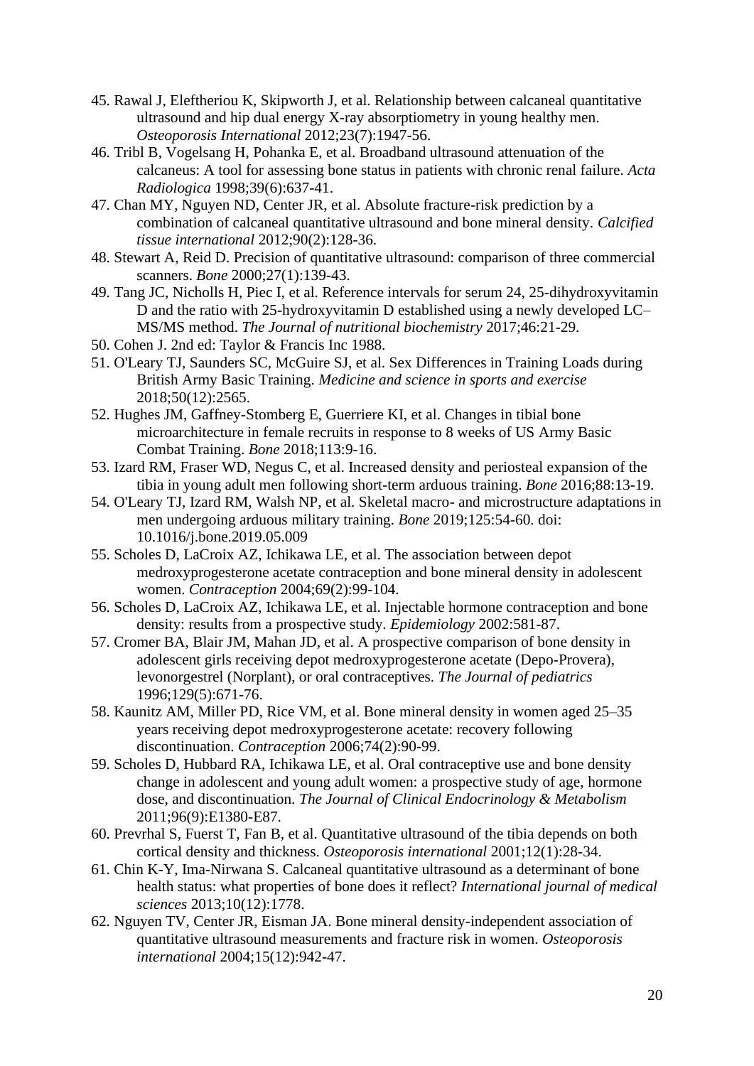45. Rawal J, Eleftheriou K, Skipworth J, et al. Relationship between calcaneal quantitative ultrasound and hip dual energy X-ray absorptiometry in young healthy men. *Osteoporosis International* 2012;23(7):1947-56.
46. Tribl B, Vogelsang H, Pohanka E, et al. Broadband ultrasound attenuation of the calcaneus: A tool for assessing bone status in patients with chronic renal failure. *Acta Radiologica* 1998;39(6):637-41.
47. Chan MY, Nguyen ND, Center JR, et al. Absolute fracture-risk prediction by a combination of calcaneal quantitative ultrasound and bone mineral density. *Calcified tissue international* 2012;90(2):128-36.
48. Stewart A, Reid D. Precision of quantitative ultrasound: comparison of three commercial scanners. *Bone* 2000;27(1):139-43.
49. Tang JC, Nicholls H, Piec I, et al. Reference intervals for serum 24, 25-dihydroxyvitamin D and the ratio with 25-hydroxyvitamin D established using a newly developed LC–MS/MS method. *The Journal of nutritional biochemistry* 2017;46:21-29.
50. Cohen J. 2nd ed: Taylor & Francis Inc 1988.
51. O'Leary TJ, Saunders SC, McGuire SJ, et al. Sex Differences in Training Loads during British Army Basic Training. *Medicine and science in sports and exercise* 2018;50(12):2565.
52. Hughes JM, Gaffney-Stomberg E, Guerriere KI, et al. Changes in tibial bone microarchitecture in female recruits in response to 8 weeks of US Army Basic Combat Training. *Bone* 2018;113:9-16.
53. Izard RM, Fraser WD, Negus C, et al. Increased density and periosteal expansion of the tibia in young adult men following short-term arduous training. *Bone* 2016;88:13-19.
54. O'Leary TJ, Izard RM, Walsh NP, et al. Skeletal macro- and microstructure adaptations in men undergoing arduous military training. *Bone* 2019;125:54-60. doi: 10.1016/j.bone.2019.05.009
55. Scholes D, LaCroix AZ, Ichikawa LE, et al. The association between depot medroxyprogesterone acetate contraception and bone mineral density in adolescent women. *Contraception* 2004;69(2):99-104.
56. Scholes D, LaCroix AZ, Ichikawa LE, et al. Injectable hormone contraception and bone density: results from a prospective study. *Epidemiology* 2002:581-87.
57. Cromer BA, Blair JM, Mahan JD, et al. A prospective comparison of bone density in adolescent girls receiving depot medroxyprogesterone acetate (Depo-Provera), levonorgestrel (Norplant), or oral contraceptives. *The Journal of pediatrics* 1996;129(5):671-76.
58. Kaunitz AM, Miller PD, Rice VM, et al. Bone mineral density in women aged 25–35 years receiving depot medroxyprogesterone acetate: recovery following discontinuation. *Contraception* 2006;74(2):90-99.
59. Scholes D, Hubbard RA, Ichikawa LE, et al. Oral contraceptive use and bone density change in adolescent and young adult women: a prospective study of age, hormone dose, and discontinuation. *The Journal of Clinical Endocrinology & Metabolism* 2011;96(9):E1380-E87.
60. Prevrhal S, Fuerst T, Fan B, et al. Quantitative ultrasound of the tibia depends on both cortical density and thickness. *Osteoporosis international* 2001;12(1):28-34.
61. Chin K-Y, Ima-Nirwana S. Calcaneal quantitative ultrasound as a determinant of bone health status: what properties of bone does it reflect? *International journal of medical sciences* 2013;10(12):1778.
62. Nguyen TV, Center JR, Eisman JA. Bone mineral density-independent association of quantitative ultrasound measurements and fracture risk in women. *Osteoporosis international* 2004;15(12):942-47.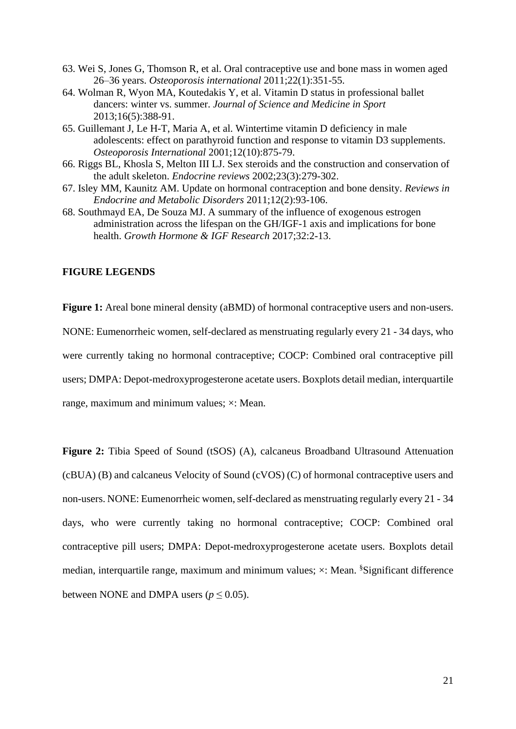63. Wei S, Jones G, Thomson R, et al. Oral contraceptive use and bone mass in women aged 26–36 years. *Osteoporosis international* 2011;22(1):351-55.
64. Wolman R, Wyon MA, Koutedakis Y, et al. Vitamin D status in professional ballet dancers: winter vs. summer. *Journal of Science and Medicine in Sport* 2013;16(5):388-91.
65. Guillemant J, Le H-T, Maria A, et al. Wintertime vitamin D deficiency in male adolescents: effect on parathyroid function and response to vitamin D3 supplements. *Osteoporosis International* 2001;12(10):875-79.
66. Riggs BL, Khosla S, Melton III LJ. Sex steroids and the construction and conservation of the adult skeleton. *Endocrine reviews* 2002;23(3):279-302.
67. Isley MM, Kaunitz AM. Update on hormonal contraception and bone density. *Reviews in Endocrine and Metabolic Disorders* 2011;12(2):93-106.
68. Southmayd EA, De Souza MJ. A summary of the influence of exogenous estrogen administration across the lifespan on the GH/IGF-1 axis and implications for bone health. *Growth Hormone & IGF Research* 2017;32:2-13.

## FIGURE LEGENDS

**Figure 1:** Areal bone mineral density (aBMD) of hormonal contraceptive users and non-users. NONE: Eumenorrheic women, self-declared as menstruating regularly every 21 - 34 days, who were currently taking no hormonal contraceptive; COCP: Combined oral contraceptive pill users; DMPA: Depot-medroxyprogesterone acetate users. Boxplots detail median, interquartile range, maximum and minimum values; ×: Mean.

**Figure 2:** Tibia Speed of Sound (tSOS) (A), calcaneus Broadband Ultrasound Attenuation (cBUA) (B) and calcaneus Velocity of Sound (cVOS) (C) of hormonal contraceptive users and non-users. NONE: Eumenorrheic women, self-declared as menstruating regularly every 21 - 34 days, who were currently taking no hormonal contraceptive; COCP: Combined oral contraceptive pill users; DMPA: Depot-medroxyprogesterone acetate users. Boxplots detail median, interquartile range, maximum and minimum values; ×: Mean. [§]Significant difference between NONE and DMPA users ($p \leq 0.05$).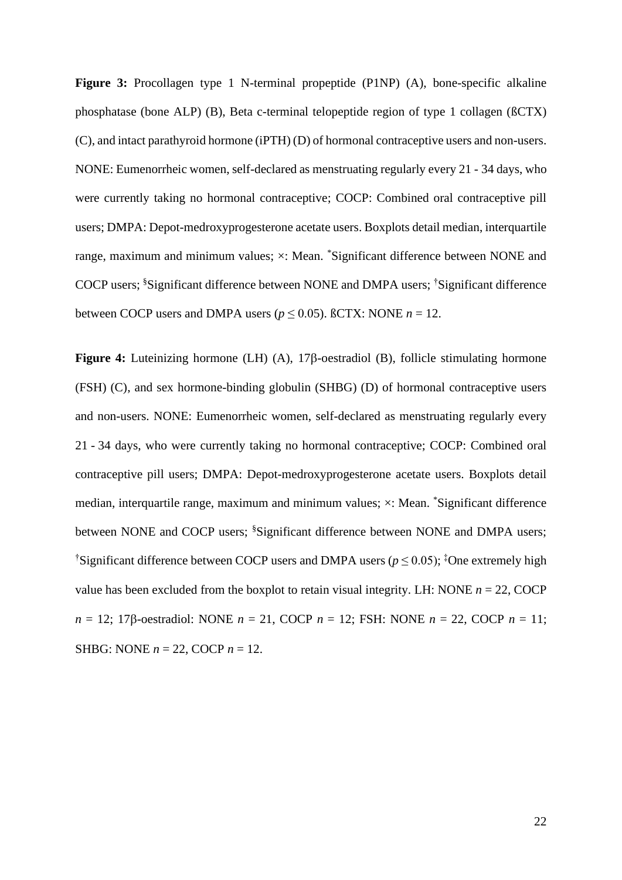**Figure 3:** Procollagen type 1 N-terminal propeptide (P1NP) (A), bone-specific alkaline phosphatase (bone ALP) (B), Beta c-terminal telopeptide region of type 1 collagen (ßCTX) (C), and intact parathyroid hormone (iPTH) (D) of hormonal contraceptive users and non-users. NONE: Eumenorrheic women, self-declared as menstruating regularly every 21 - 34 days, who were currently taking no hormonal contraceptive; COCP: Combined oral contraceptive pill users; DMPA: Depot-medroxyprogesterone acetate users. Boxplots detail median, interquartile range, maximum and minimum values; ×: Mean. [*]Significant difference between NONE and COCP users; [§]Significant difference between NONE and DMPA users; [†]Significant difference between COCP users and DMPA users ($p \leq 0.05$). ßCTX: NONE $n = 12$.

**Figure 4:** Luteinizing hormone (LH) (A), 17β-oestradiol (B), follicle stimulating hormone (FSH) (C), and sex hormone-binding globulin (SHBG) (D) of hormonal contraceptive users and non-users. NONE: Eumenorrheic women, self-declared as menstruating regularly every 21 - 34 days, who were currently taking no hormonal contraceptive; COCP: Combined oral contraceptive pill users; DMPA: Depot-medroxyprogesterone acetate users. Boxplots detail median, interquartile range, maximum and minimum values; ×: Mean. [*]Significant difference between NONE and COCP users; [§]Significant difference between NONE and DMPA users; [†]Significant difference between COCP users and DMPA users ($p \leq 0.05$); [‡]One extremely high value has been excluded from the boxplot to retain visual integrity. LH: NONE $n = 22$, COCP $n = 12$; 17β-oestradiol: NONE $n = 21$, COCP $n = 12$; FSH: NONE $n = 22$, COCP $n = 11$; SHBG: NONE $n = 22$, COCP $n = 12$.